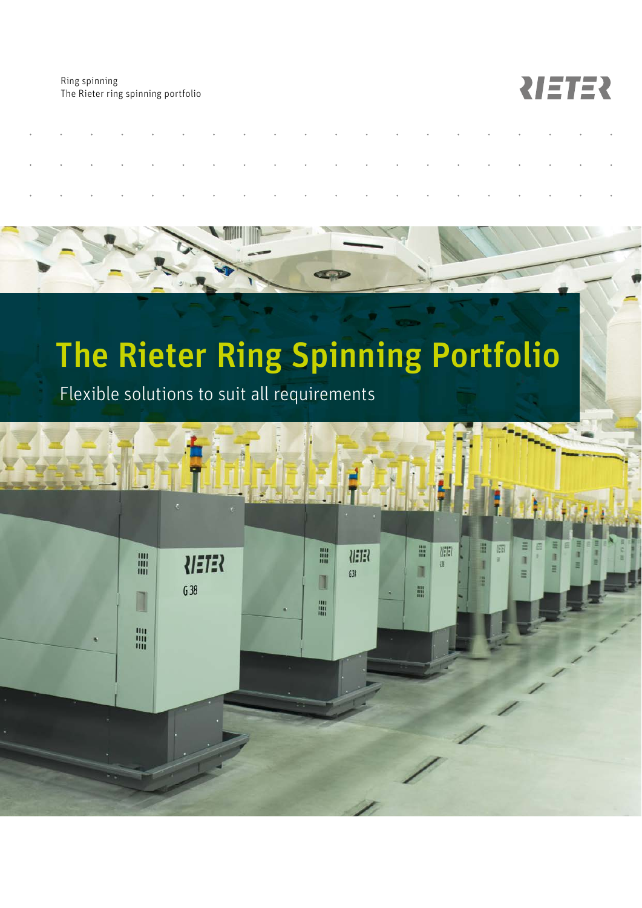Ring spinning
The Rieter ring spinning portfolio

# The Rieter Ring Spinning Portfolio

Flexible solutions to suit all requirements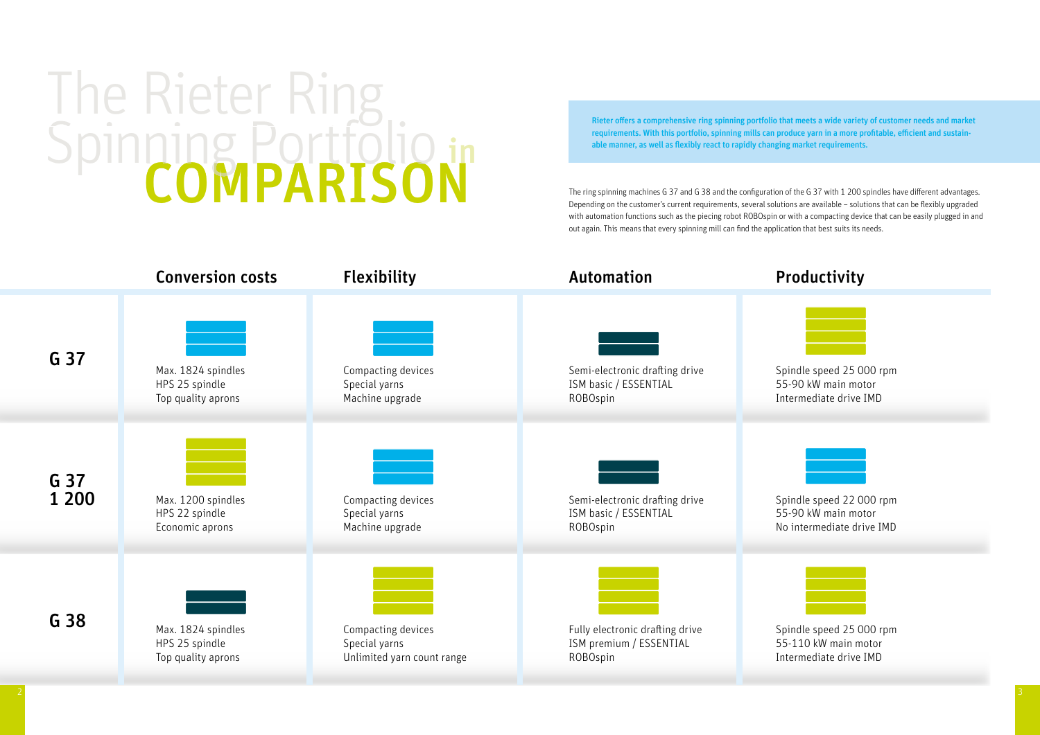# The Rieter Ring Spinning Portfolio in COMPARISON

**Rieter offers a comprehensive ring spinning portfolio that meets a wide variety of customer needs and market requirements. With this portfolio, spinning mills can produce yarn in a more profitable, efficient and sustainable manner, as well as flexibly react to rapidly changing market requirements.**

The ring spinning machines G 37 and G 38 and the configuration of the G 37 with 1 200 spindles have different advantages. Depending on the customer's current requirements, several solutions are available – solutions that can be flexibly upgraded with automation functions such as the piecing robot ROBOspin or with a compacting device that can be easily plugged in and out again. This means that every spinning mill can find the application that best suits its needs.

| | Conversion costs | Flexibility | Automation | Productivity |
|---|---|---|---|---|
| **G 37** | Max. 1824 spindles<br>HPS 25 spindle<br>Top quality aprons | Compacting devices<br>Special yarns<br>Machine upgrade | Semi-electronic drafting drive<br>ISM basic / ESSENTIAL<br>ROBOspin | Spindle speed 25 000 rpm<br>55-90 kW main motor<br>Intermediate drive IMD |
| **G 37 1 200** | Max. 1200 spindles<br>HPS 22 spindle<br>Economic aprons | Compacting devices<br>Special yarns<br>Machine upgrade | Semi-electronic drafting drive<br>ISM basic / ESSENTIAL<br>ROBOspin | Spindle speed 22 000 rpm<br>55-90 kW main motor<br>No intermediate drive IMD |
| **G 38** | Max. 1824 spindles<br>HPS 25 spindle<br>Top quality aprons | Compacting devices<br>Special yarns<br>Unlimited yarn count range | Fully electronic drafting drive<br>ISM premium / ESSENTIAL<br>ROBOspin | Spindle speed 25 000 rpm<br>55-110 kW main motor<br>Intermediate drive IMD |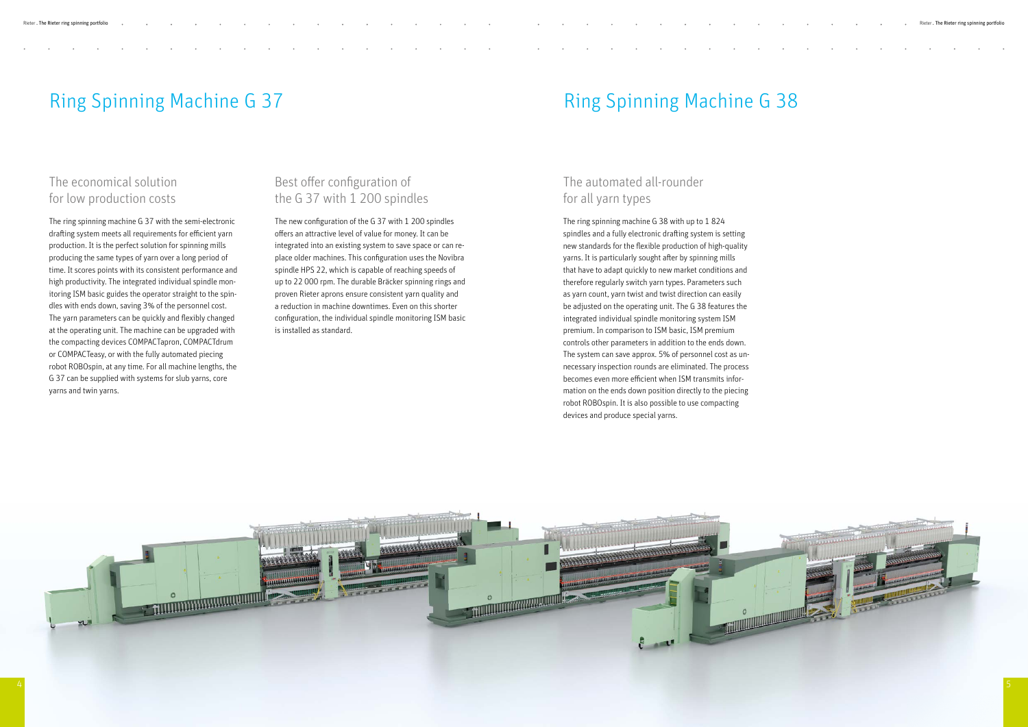# Ring Spinning Machine G 37

## The economical solution for low production costs

The ring spinning machine G 37 with the semi-electronic drafting system meets all requirements for efficient yarn production. It is the perfect solution for spinning mills producing the same types of yarn over a long period of time. It scores points with its consistent performance and high productivity. The integrated individual spindle monitoring ISM basic guides the operator straight to the spindles with ends down, saving 3% of the personnel cost. The yarn parameters can be quickly and flexibly changed at the operating unit. The machine can be upgraded with the compacting devices COMPACTapron, COMPACTdrum or COMPACTeasy, or with the fully automated piecing robot ROBOspin, at any time. For all machine lengths, the G 37 can be supplied with systems for slub yarns, core yarns and twin yarns.

## Best offer configuration of the G 37 with 1 200 spindles

The new configuration of the G 37 with 1 200 spindles offers an attractive level of value for money. It can be integrated into an existing system to save space or can replace older machines. This configuration uses the Novibra spindle HPS 22, which is capable of reaching speeds of up to 22 000 rpm. The durable Bräcker spinning rings and proven Rieter aprons ensure consistent yarn quality and a reduction in machine downtimes. Even on this shorter configuration, the individual spindle monitoring ISM basic is installed as standard.

# Ring Spinning Machine G 38

## The automated all-rounder for all yarn types

The ring spinning machine G 38 with up to 1 824 spindles and a fully electronic drafting system is setting new standards for the flexible production of high-quality yarns. It is particularly sought after by spinning mills that have to adapt quickly to new market conditions and therefore regularly switch yarn types. Parameters such as yarn count, yarn twist and twist direction can easily be adjusted on the operating unit. The G 38 features the integrated individual spindle monitoring system ISM premium. In comparison to ISM basic, ISM premium controls other parameters in addition to the ends down. The system can save approx. 5% of personnel cost as unnecessary inspection rounds are eliminated. The process becomes even more efficient when ISM transmits information on the ends down position directly to the piecing robot ROBOspin. It is also possible to use compacting devices and produce special yarns.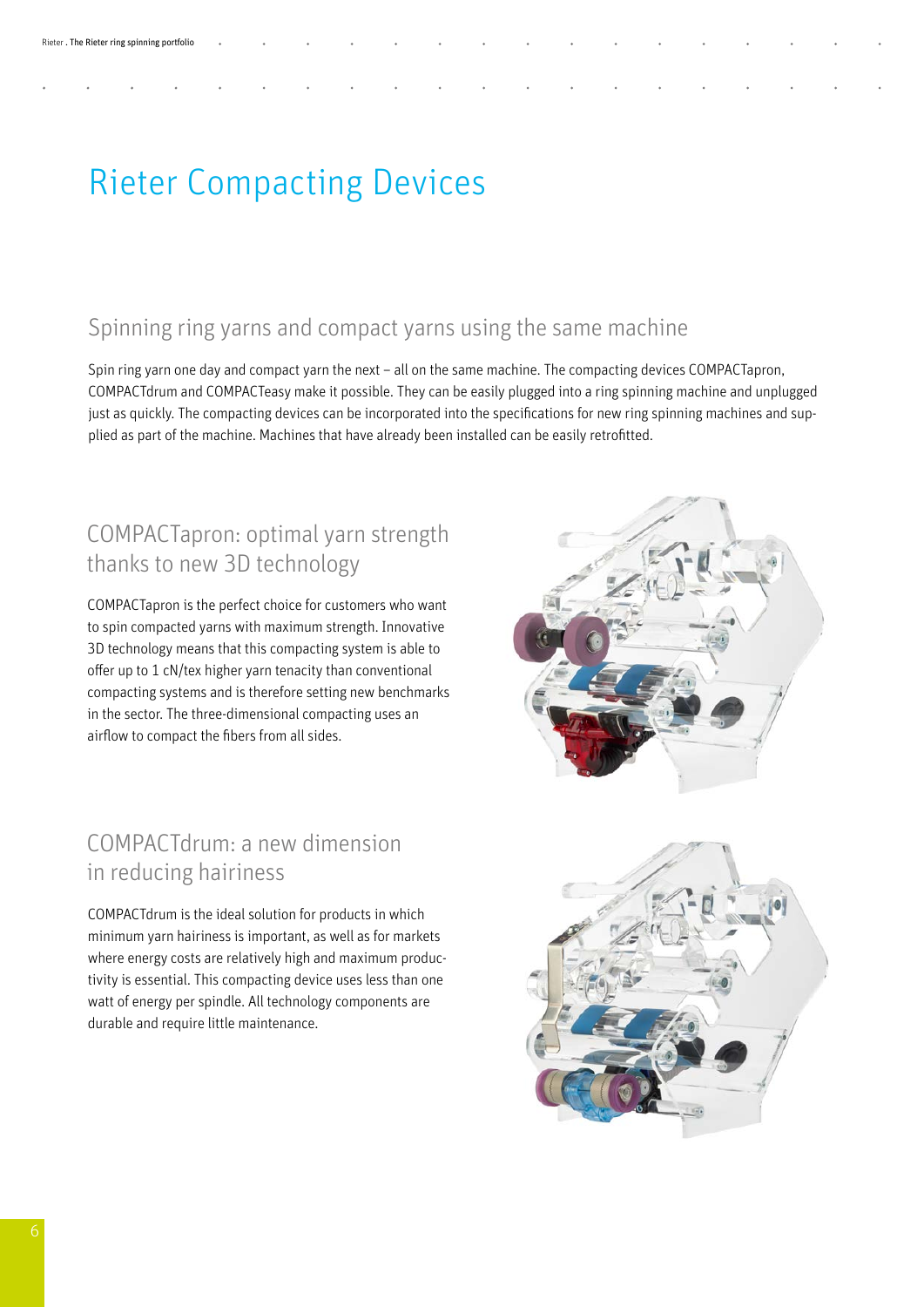# Rieter Compacting Devices

## Spinning ring yarns and compact yarns using the same machine

Spin ring yarn one day and compact yarn the next – all on the same machine. The compacting devices COMPACTapron, COMPACTdrum and COMPACTeasy make it possible. They can be easily plugged into a ring spinning machine and unplugged just as quickly. The compacting devices can be incorporated into the specifications for new ring spinning machines and supplied as part of the machine. Machines that have already been installed can be easily retrofitted.

## COMPACTapron: optimal yarn strength thanks to new 3D technology

COMPACTapron is the perfect choice for customers who want to spin compacted yarns with maximum strength. Innovative 3D technology means that this compacting system is able to offer up to 1 cN/tex higher yarn tenacity than conventional compacting systems and is therefore setting new benchmarks in the sector. The three-dimensional compacting uses an airflow to compact the fibers from all sides.

## COMPACTdrum: a new dimension in reducing hairiness

COMPACTdrum is the ideal solution for products in which minimum yarn hairiness is important, as well as for markets where energy costs are relatively high and maximum productivity is essential. This compacting device uses less than one watt of energy per spindle. All technology components are durable and require little maintenance.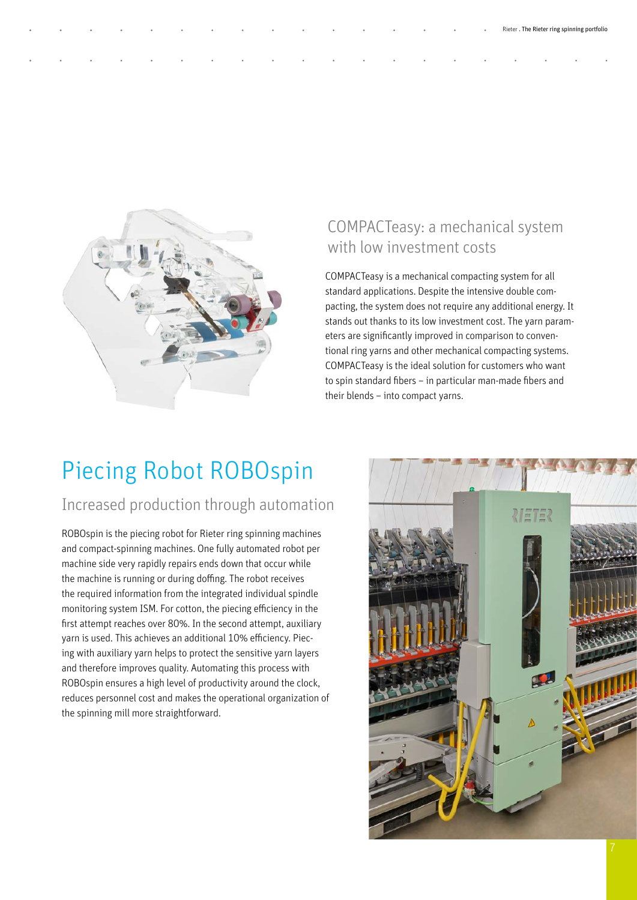## COMPACTeasy: a mechanical system with low investment costs

COMPACTeasy is a mechanical compacting system for all standard applications. Despite the intensive double compacting, the system does not require any additional energy. It stands out thanks to its low investment cost. The yarn parameters are significantly improved in comparison to conventional ring yarns and other mechanical compacting systems. COMPACTeasy is the ideal solution for customers who want to spin standard fibers – in particular man-made fibers and their blends – into compact yarns.

# Piecing Robot ROBOspin

## Increased production through automation

ROBOspin is the piecing robot for Rieter ring spinning machines and compact-spinning machines. One fully automated robot per machine side very rapidly repairs ends down that occur while the machine is running or during doffing. The robot receives the required information from the integrated individual spindle monitoring system ISM. For cotton, the piecing efficiency in the first attempt reaches over 80%. In the second attempt, auxiliary yarn is used. This achieves an additional 10% efficiency. Piecing with auxiliary yarn helps to protect the sensitive yarn layers and therefore improves quality. Automating this process with ROBOspin ensures a high level of productivity around the clock, reduces personnel cost and makes the operational organization of the spinning mill more straightforward.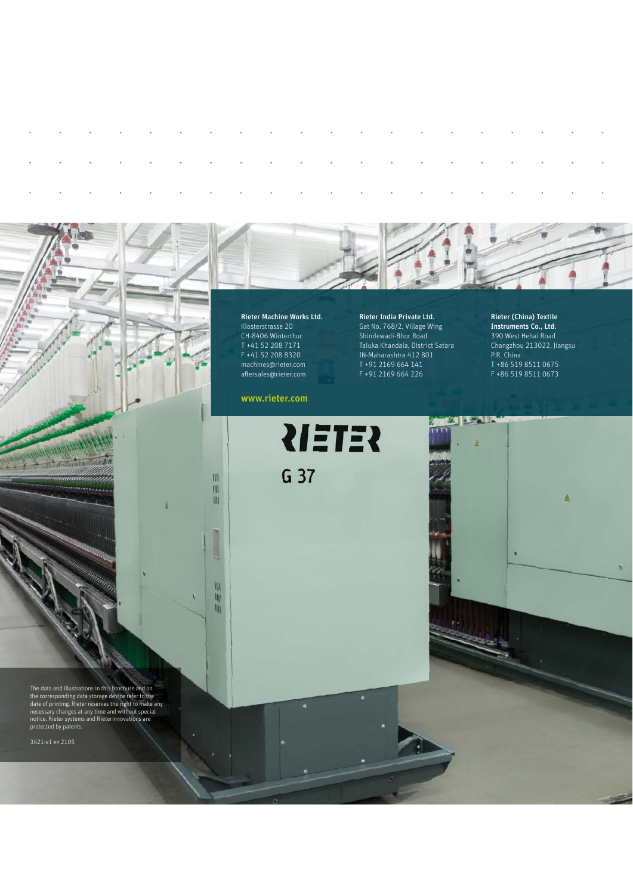**Rieter Machine Works Ltd.**
Klosterstrasse 20
CH-8406 Winterthur
T +41 52 208 7171
F +41 52 208 8320
machines@rieter.com
aftersales@rieter.com

**Rieter India Private Ltd.**
Gat No. 768/2, Village Wing
Shindewadi-Bhor Road
Taluka Khandala, District Satara
IN-Maharashtra 412 801
T +91 2169 664 141
F +91 2169 664 226

**Rieter (China) Textile Instruments Co., Ltd.**
390 West Hehai Road
Changzhou 213022, Jiangsu
P.R. China
T +86 519 8511 0675
F +86 519 8511 0673

**www.rieter.com**

RIETER

G 37

The data and illustrations in this brochure and on the corresponding data storage device refer to the date of printing. Rieter reserves the right to make any necessary changes at any time and without special notice. Rieter systems and Rieterinnovations are protected by patents.

3421-v1 en 2105